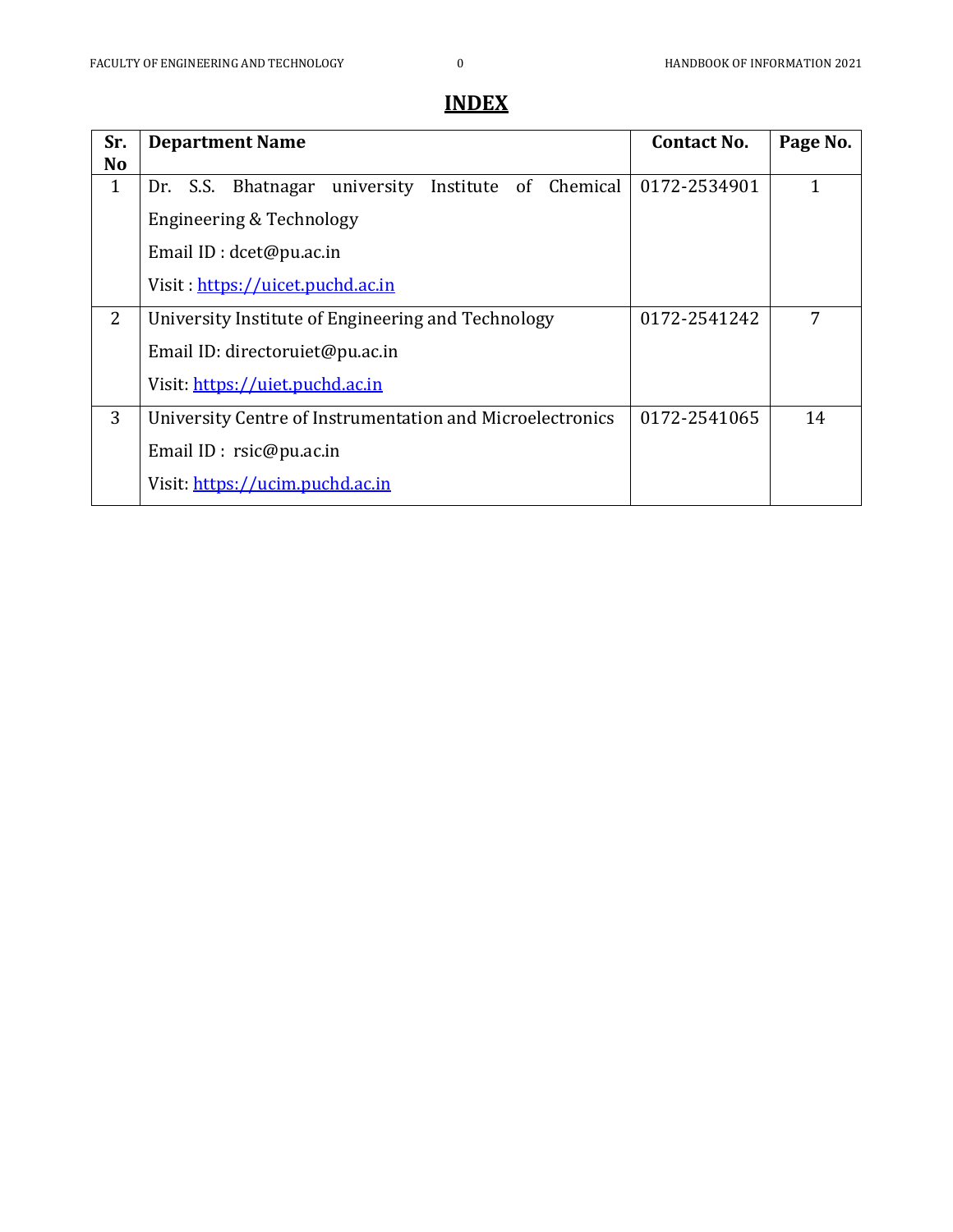# INDEX

| Sr. No | Department Name | Contact No. | Page No. |
|---|---|---|---|
| 1 | Dr. S.S. Bhatnagar university Institute of Chemical Engineering & Technology<br>Email ID : dcet@pu.ac.in<br>Visit : https://uicet.puchd.ac.in | 0172-2534901 | 1 |
| 2 | University Institute of Engineering and Technology<br>Email ID: directoruiet@pu.ac.in<br>Visit: https://uiet.puchd.ac.in | 0172-2541242 | 7 |
| 3 | University Centre of Instrumentation and Microelectronics<br>Email ID : rsic@pu.ac.in<br>Visit: https://ucim.puchd.ac.in | 0172-2541065 | 14 |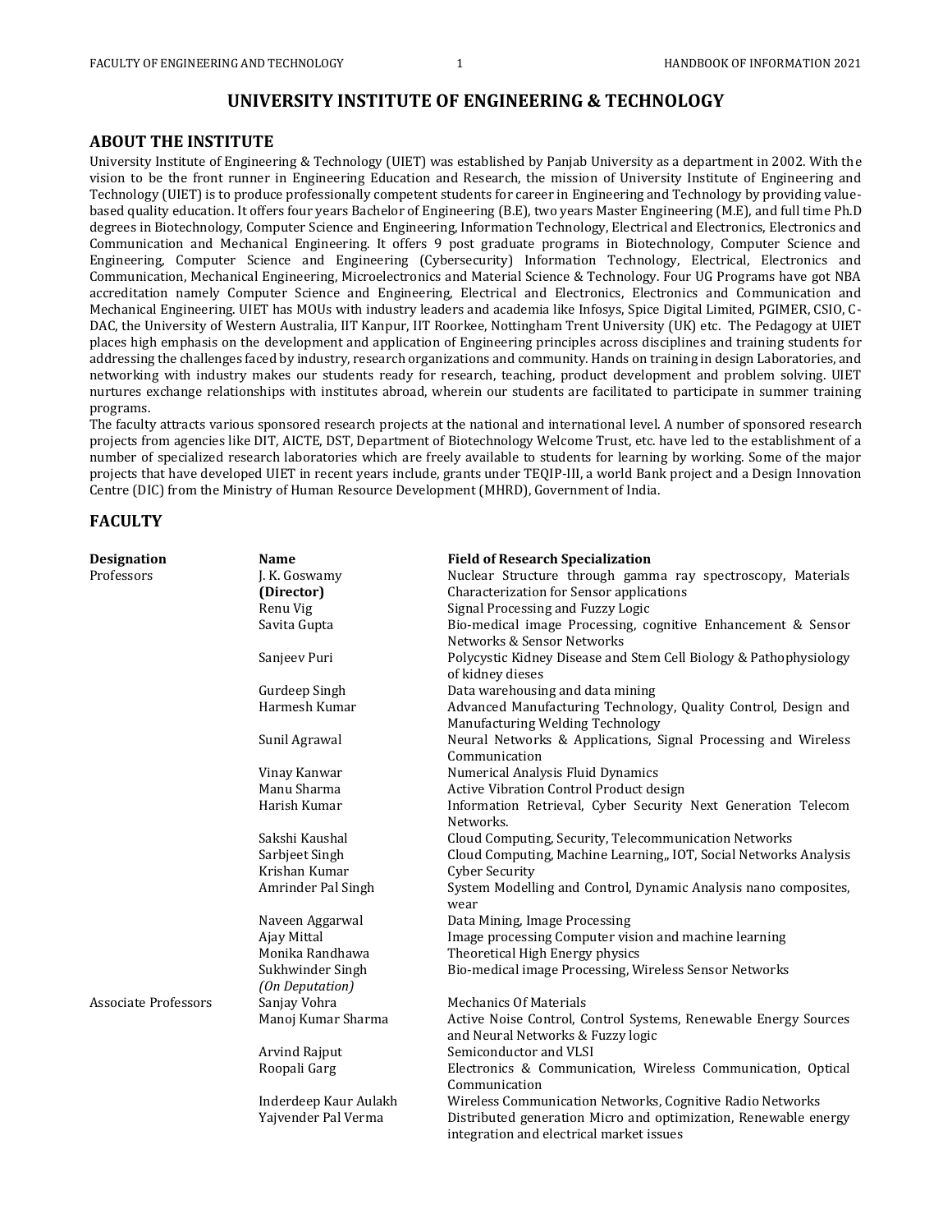# UNIVERSITY INSTITUTE OF ENGINEERING & TECHNOLOGY

## ABOUT THE INSTITUTE

University Institute of Engineering & Technology (UIET) was established by Panjab University as a department in 2002. With the vision to be the front runner in Engineering Education and Research, the mission of University Institute of Engineering and Technology (UIET) is to produce professionally competent students for career in Engineering and Technology by providing value-based quality education. It offers four years Bachelor of Engineering (B.E), two years Master Engineering (M.E), and full time Ph.D degrees in Biotechnology, Computer Science and Engineering, Information Technology, Electrical and Electronics, Electronics and Communication and Mechanical Engineering. It offers 9 post graduate programs in Biotechnology, Computer Science and Engineering, Computer Science and Engineering (Cybersecurity) Information Technology, Electrical, Electronics and Communication, Mechanical Engineering, Microelectronics and Material Science & Technology. Four UG Programs have got NBA accreditation namely Computer Science and Engineering, Electrical and Electronics, Electronics and Communication and Mechanical Engineering. UIET has MOUs with industry leaders and academia like Infosys, Spice Digital Limited, PGIMER, CSIO, C-DAC, the University of Western Australia, IIT Kanpur, IIT Roorkee, Nottingham Trent University (UK) etc. The Pedagogy at UIET places high emphasis on the development and application of Engineering principles across disciplines and training students for addressing the challenges faced by industry, research organizations and community. Hands on training in design Laboratories, and networking with industry makes our students ready for research, teaching, product development and problem solving. UIET nurtures exchange relationships with institutes abroad, wherein our students are facilitated to participate in summer training programs.

The faculty attracts various sponsored research projects at the national and international level. A number of sponsored research projects from agencies like DIT, AICTE, DST, Department of Biotechnology Welcome Trust, etc. have led to the establishment of a number of specialized research laboratories which are freely available to students for learning by working. Some of the major projects that have developed UIET in recent years include, grants under TEQIP-III, a world Bank project and a Design Innovation Centre (DIC) from the Ministry of Human Resource Development (MHRD), Government of India.

## FACULTY

| Designation | Name | Field of Research Specialization |
|---|---|---|
| Professors | J. K. Goswamy **(Director)** | Nuclear Structure through gamma ray spectroscopy, Materials Characterization for Sensor applications |
| | Renu Vig | Signal Processing and Fuzzy Logic |
| | Savita Gupta | Bio-medical image Processing, cognitive Enhancement & Sensor Networks & Sensor Networks |
| | Sanjeev Puri | Polycystic Kidney Disease and Stem Cell Biology & Pathophysiology of kidney dieses |
| | Gurdeep Singh | Data warehousing and data mining |
| | Harmesh Kumar | Advanced Manufacturing Technology, Quality Control, Design and Manufacturing Welding Technology |
| | Sunil Agrawal | Neural Networks & Applications, Signal Processing and Wireless Communication |
| | Vinay Kanwar | Numerical Analysis Fluid Dynamics |
| | Manu Sharma | Active Vibration Control Product design |
| | Harish Kumar | Information Retrieval, Cyber Security Next Generation Telecom Networks. |
| | Sakshi Kaushal | Cloud Computing, Security, Telecommunication Networks |
| | Sarbjeet Singh | Cloud Computing, Machine Learning,, IOT, Social Networks Analysis |
| | Krishan Kumar | Cyber Security |
| | Amrinder Pal Singh | System Modelling and Control, Dynamic Analysis nano composites, wear |
| | Naveen Aggarwal | Data Mining, Image Processing |
| | Ajay Mittal | Image processing Computer vision and machine learning |
| | Monika Randhawa | Theoretical High Energy physics |
| | Sukhwinder Singh *(On Deputation)* | Bio-medical image Processing, Wireless Sensor Networks |
| Associate Professors | Sanjay Vohra | Mechanics Of Materials |
| | Manoj Kumar Sharma | Active Noise Control, Control Systems, Renewable Energy Sources and Neural Networks & Fuzzy logic |
| | Arvind Rajput | Semiconductor and VLSI |
| | Roopali Garg | Electronics & Communication, Wireless Communication, Optical Communication |
| | Inderdeep Kaur Aulakh | Wireless Communication Networks, Cognitive Radio Networks |
| | Yajvender Pal Verma | Distributed generation Micro and optimization, Renewable energy integration and electrical market issues |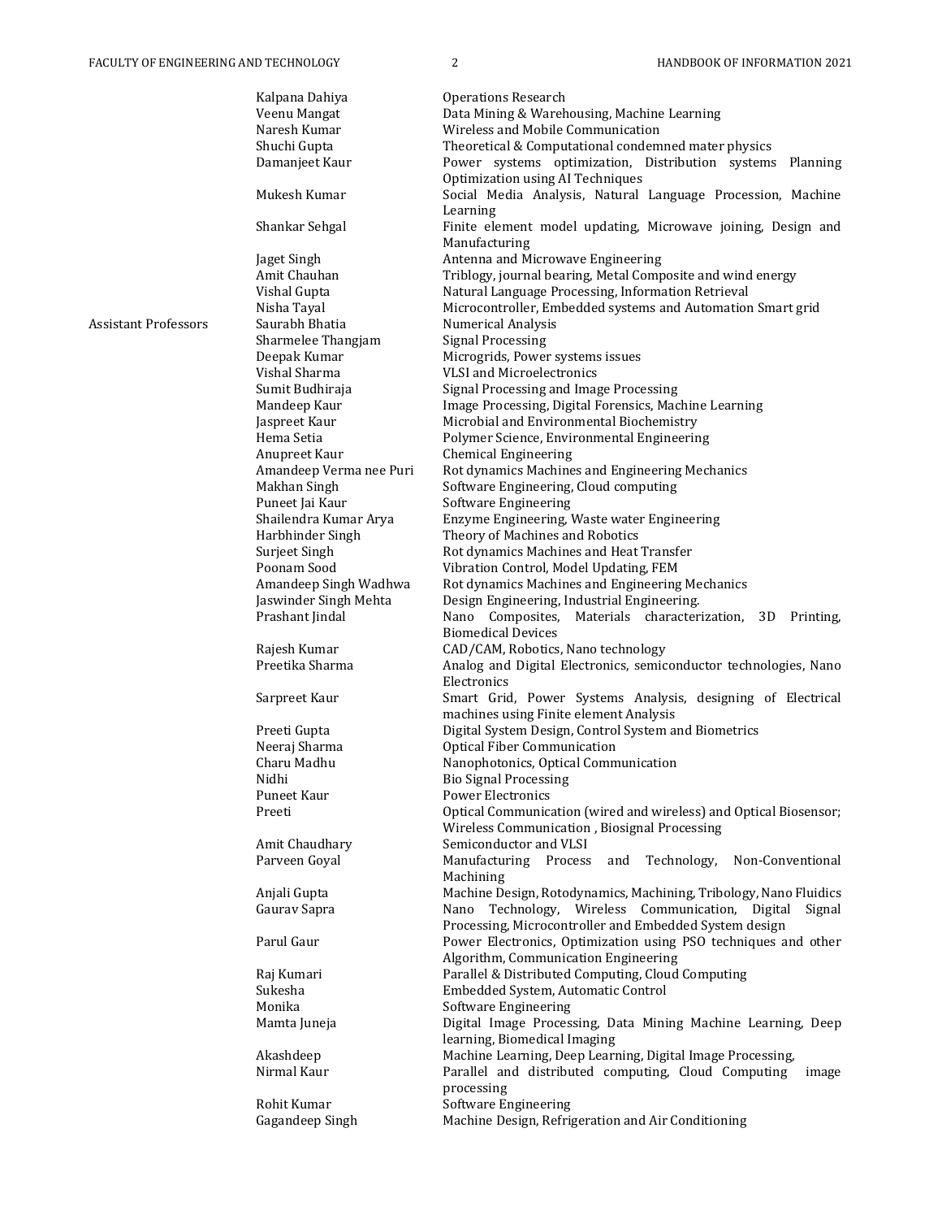| | | |
|---|---|---|
| | Kalpana Dahiya | Operations Research |
| | Veenu Mangat | Data Mining & Warehousing, Machine Learning |
| | Naresh Kumar | Wireless and Mobile Communication |
| | Shuchi Gupta | Theoretical & Computational condemned mater physics |
| | Damanjeet Kaur | Power systems optimization, Distribution systems Planning Optimization using AI Techniques |
| | Mukesh Kumar | Social Media Analysis, Natural Language Procession, Machine Learning |
| | Shankar Sehgal | Finite element model updating, Microwave joining, Design and Manufacturing |
| | Jaget Singh | Antenna and Microwave Engineering |
| | Amit Chauhan | Triblogy, journal bearing, Metal Composite and wind energy |
| | Vishal Gupta | Natural Language Processing, Information Retrieval |
| | Nisha Tayal | Microcontroller, Embedded systems and Automation Smart grid |
| Assistant Professors | Saurabh Bhatia | Numerical Analysis |
| | Sharmelee Thangjam | Signal Processing |
| | Deepak Kumar | Microgrids, Power systems issues |
| | Vishal Sharma | VLSI and Microelectronics |
| | Sumit Budhiraja | Signal Processing and Image Processing |
| | Mandeep Kaur | Image Processing, Digital Forensics, Machine Learning |
| | Jaspreet Kaur | Microbial and Environmental Biochemistry |
| | Hema Setia | Polymer Science, Environmental Engineering |
| | Anupreet Kaur | Chemical Engineering |
| | Amandeep Verma nee Puri | Rot dynamics Machines and Engineering Mechanics |
| | Makhan Singh | Software Engineering, Cloud computing |
| | Puneet Jai Kaur | Software Engineering |
| | Shailendra Kumar Arya | Enzyme Engineering, Waste water Engineering |
| | Harbhinder Singh | Theory of Machines and Robotics |
| | Surjeet Singh | Rot dynamics Machines and Heat Transfer |
| | Poonam Sood | Vibration Control, Model Updating, FEM |
| | Amandeep Singh Wadhwa | Rot dynamics Machines and Engineering Mechanics |
| | Jaswinder Singh Mehta | Design Engineering, Industrial Engineering. |
| | Prashant Jindal | Nano Composites, Materials characterization, 3D Printing, Biomedical Devices |
| | Rajesh Kumar | CAD/CAM, Robotics, Nano technology |
| | Preetika Sharma | Analog and Digital Electronics, semiconductor technologies, Nano Electronics |
| | Sarpreet Kaur | Smart Grid, Power Systems Analysis, designing of Electrical machines using Finite element Analysis |
| | Preeti Gupta | Digital System Design, Control System and Biometrics |
| | Neeraj Sharma | Optical Fiber Communication |
| | Charu Madhu | Nanophotonics, Optical Communication |
| | Nidhi | Bio Signal Processing |
| | Puneet Kaur | Power Electronics |
| | Preeti | Optical Communication (wired and wireless) and Optical Biosensor; Wireless Communication , Biosignal Processing |
| | Amit Chaudhary | Semiconductor and VLSI |
| | Parveen Goyal | Manufacturing Process and Technology, Non-Conventional Machining |
| | Anjali Gupta | Machine Design, Rotodynamics, Machining, Tribology, Nano Fluidics |
| | Gaurav Sapra | Nano Technology, Wireless Communication, Digital Signal Processing, Microcontroller and Embedded System design |
| | Parul Gaur | Power Electronics, Optimization using PSO techniques and other Algorithm, Communication Engineering |
| | Raj Kumari | Parallel & Distributed Computing, Cloud Computing |
| | Sukesha | Embedded System, Automatic Control |
| | Monika | Software Engineering |
| | Mamta Juneja | Digital Image Processing, Data Mining Machine Learning, Deep learning, Biomedical Imaging |
| | Akashdeep | Machine Learning, Deep Learning, Digital Image Processing, |
| | Nirmal Kaur | Parallel and distributed computing, Cloud Computing image processing |
| | Rohit Kumar | Software Engineering |
| | Gagandeep Singh | Machine Design, Refrigeration and Air Conditioning |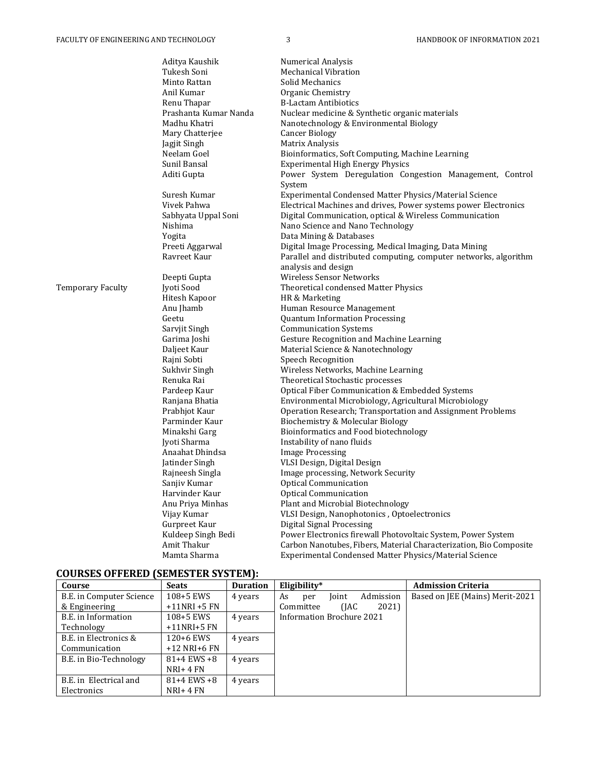| | | |
|---|---|---|
| | Aditya Kaushik | Numerical Analysis |
| | Tukesh Soni | Mechanical Vibration |
| | Minto Rattan | Solid Mechanics |
| | Anil Kumar | Organic Chemistry |
| | Renu Thapar | B-Lactam Antibiotics |
| | Prashanta Kumar Nanda | Nuclear medicine & Synthetic organic materials |
| | Madhu Khatri | Nanotechnology & Environmental Biology |
| | Mary Chatterjee | Cancer Biology |
| | Jagjit Singh | Matrix Analysis |
| | Neelam Goel | Bioinformatics, Soft Computing, Machine Learning |
| | Sunil Bansal | Experimental High Energy Physics |
| | Aditi Gupta | Power System Deregulation Congestion Management, Control System |
| | Suresh Kumar | Experimental Condensed Matter Physics/Material Science |
| | Vivek Pahwa | Electrical Machines and drives, Power systems power Electronics |
| | Sabhyata Uppal Soni | Digital Communication, optical & Wireless Communication |
| | Nishima | Nano Science and Nano Technology |
| | Yogita | Data Mining & Databases |
| | Preeti Aggarwal | Digital Image Processing, Medical Imaging, Data Mining |
| | Ravreet Kaur | Parallel and distributed computing, computer networks, algorithm analysis and design |
| | Deepti Gupta | Wireless Sensor Networks |
| Temporary Faculty | Jyoti Sood | Theoretical condensed Matter Physics |
| | Hitesh Kapoor | HR & Marketing |
| | Anu Jhamb | Human Resource Management |
| | Geetu | Quantum Information Processing |
| | Sarvjit Singh | Communication Systems |
| | Garima Joshi | Gesture Recognition and Machine Learning |
| | Daljeet Kaur | Material Science & Nanotechnology |
| | Rajni Sobti | Speech Recognition |
| | Sukhvir Singh | Wireless Networks, Machine Learning |
| | Renuka Rai | Theoretical Stochastic processes |
| | Pardeep Kaur | Optical Fiber Communication & Embedded Systems |
| | Ranjana Bhatia | Environmental Microbiology, Agricultural Microbiology |
| | Prabhjot Kaur | Operation Research; Transportation and Assignment Problems |
| | Parminder Kaur | Biochemistry & Molecular Biology |
| | Minakshi Garg | Bioinformatics and Food biotechnology |
| | Jyoti Sharma | Instability of nano fluids |
| | Anaahat Dhindsa | Image Processing |
| | Jatinder Singh | VLSI Design, Digital Design |
| | Rajneesh Singla | Image processing, Network Security |
| | Sanjiv Kumar | Optical Communication |
| | Harvinder Kaur | Optical Communication |
| | Anu Priya Minhas | Plant and Microbial Biotechnology |
| | Vijay Kumar | VLSI Design, Nanophotonics , Optoelectronics |
| | Gurpreet Kaur | Digital Signal Processing |
| | Kuldeep Singh Bedi | Power Electronics firewall Photovoltaic System, Power System |
| | Amit Thakur | Carbon Nanotubes, Fibers, Material Characterization, Bio Composite |
| | Mamta Sharma | Experimental Condensed Matter Physics/Material Science |

## COURSES OFFERED (SEMESTER SYSTEM):

| Course | Seats | Duration | Eligibility* | Admission Criteria |
|---|---|---|---|---|
| B.E. in Computer Science & Engineering | 108+5 EWS +11NRI +5 FN | 4 years | As per Joint Admission Committee (JAC 2021) Information Brochure 2021 | Based on JEE (Mains) Merit-2021 |
| B.E. in Information Technology | 108+5 EWS +11NRI+5 FN | 4 years | | |
| B.E. in Electronics & Communication | 120+6 EWS +12 NRI+6 FN | 4 years | | |
| B.E. in Bio-Technology | 81+4 EWS +8 NRI+ 4 FN | 4 years | | |
| B.E. in Electrical and Electronics | 81+4 EWS +8 NRI+ 4 FN | 4 years | | |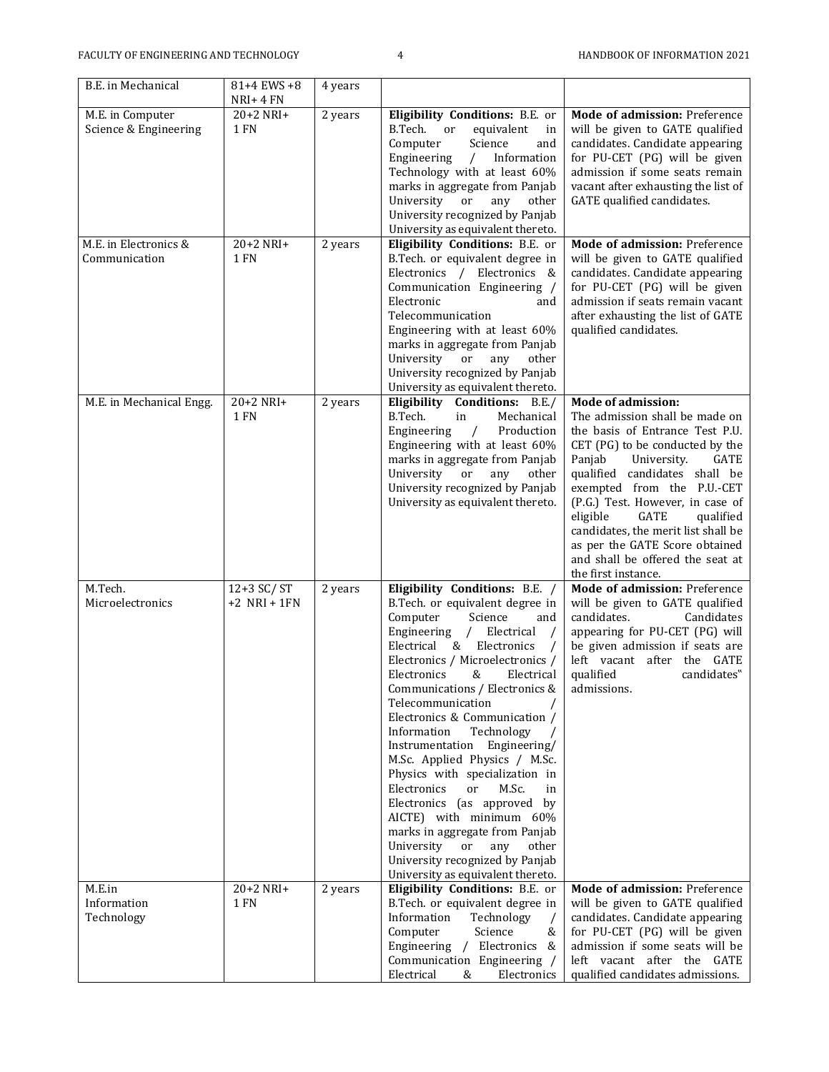| | | | | |
|---|---|---|---|---|
| B.E. in Mechanical | 81+4 EWS +8 NRI+ 4 FN | 4 years | | |
| M.E. in Computer Science & Engineering | 20+2 NRI+ 1 FN | 2 years | **Eligibility Conditions:** B.E. or B.Tech. or equivalent in Computer Science and Engineering / Information Technology with at least 60% marks in aggregate from Panjab University or any other University recognized by Panjab University as equivalent thereto. | **Mode of admission:** Preference will be given to GATE qualified candidates. Candidate appearing for PU-CET (PG) will be given admission if some seats remain vacant after exhausting the list of GATE qualified candidates. |
| M.E. in Electronics & Communication | 20+2 NRI+ 1 FN | 2 years | **Eligibility Conditions:** B.E. or B.Tech. or equivalent degree in Electronics / Electronics & Communication Engineering / Electronic and Telecommunication Engineering with at least 60% marks in aggregate from Panjab University or any other University recognized by Panjab University as equivalent thereto. | **Mode of admission:** Preference will be given to GATE qualified candidates. Candidate appearing for PU-CET (PG) will be given admission if seats remain vacant after exhausting the list of GATE qualified candidates. |
| M.E. in Mechanical Engg. | 20+2 NRI+ 1 FN | 2 years | **Eligibility Conditions:** B.E./ B.Tech. in Mechanical Engineering / Production Engineering with at least 60% marks in aggregate from Panjab University or any other University recognized by Panjab University as equivalent thereto. | **Mode of admission:** The admission shall be made on the basis of Entrance Test P.U. CET (PG) to be conducted by the Panjab University. GATE qualified candidates shall be exempted from the P.U.-CET (P.G.) Test. However, in case of eligible GATE qualified candidates, the merit list shall be as per the GATE Score obtained and shall be offered the seat at the first instance. |
| M.Tech. Microelectronics | 12+3 SC/ ST +2 NRI + 1FN | 2 years | **Eligibility Conditions:** B.E. / B.Tech. or equivalent degree in Computer Science and Engineering / Electrical / Electrical & Electronics / Electronics / Microelectronics / Electronics & Electrical Communications / Electronics & Telecommunication / Electronics & Communication / Information Technology / Instrumentation Engineering/ M.Sc. Applied Physics / M.Sc. Physics with specialization in Electronics or M.Sc. in Electronics (as approved by AICTE) with minimum 60% marks in aggregate from Panjab University or any other University recognized by Panjab University as equivalent thereto. | **Mode of admission:** Preference will be given to GATE qualified candidates. Candidates appearing for PU-CET (PG) will be given admission if seats are left vacant after the GATE qualified candidates" admissions. |
| M.E.in Information Technology | 20+2 NRI+ 1 FN | 2 years | **Eligibility Conditions:** B.E. or B.Tech. or equivalent degree in Information Technology / Computer Science & Engineering / Electronics & Communication Engineering / Electrical & Electronics | **Mode of admission:** Preference will be given to GATE qualified candidates. Candidate appearing for PU-CET (PG) will be given admission if some seats will be left vacant after the GATE qualified candidates admissions. |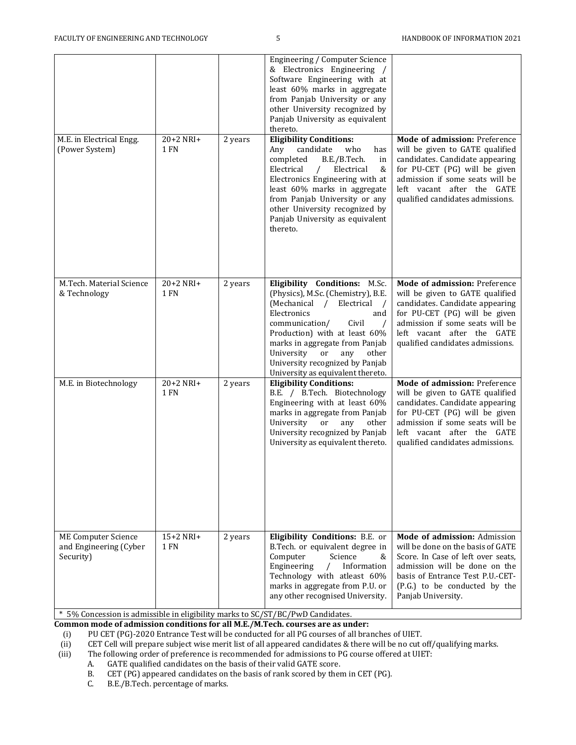| | | | | |
|---|---|---|---|---|
| | | | Engineering / Computer Science & Electronics Engineering / Software Engineering with at least 60% marks in aggregate from Panjab University or any other University recognized by Panjab University as equivalent thereto. | |
| M.E. in Electrical Engg. (Power System) | 20+2 NRI+ 1 FN | 2 years | **Eligibility Conditions:** Any candidate who has completed B.E./B.Tech. in Electrical / Electrical & Electronics Engineering with at least 60% marks in aggregate from Panjab University or any other University recognized by Panjab University as equivalent thereto. | **Mode of admission:** Preference will be given to GATE qualified candidates. Candidate appearing for PU-CET (PG) will be given admission if some seats will be left vacant after the GATE qualified candidates admissions. |
| M.Tech. Material Science & Technology | 20+2 NRI+ 1 FN | 2 years | **Eligibility Conditions:** M.Sc. (Physics), M.Sc. (Chemistry), B.E. (Mechanical / Electrical / Electronics and communication/ Civil / Production) with at least 60% marks in aggregate from Panjab University or any other University recognized by Panjab University as equivalent thereto. | **Mode of admission:** Preference will be given to GATE qualified candidates. Candidate appearing for PU-CET (PG) will be given admission if some seats will be left vacant after the GATE qualified candidates admissions. |
| M.E. in Biotechnology | 20+2 NRI+ 1 FN | 2 years | **Eligibility Conditions:** B.E. / B.Tech. Biotechnology Engineering with at least 60% marks in aggregate from Panjab University or any other University recognized by Panjab University as equivalent thereto. | **Mode of admission:** Preference will be given to GATE qualified candidates. Candidate appearing for PU-CET (PG) will be given admission if some seats will be left vacant after the GATE qualified candidates admissions. |
| ME Computer Science and Engineering (Cyber Security) | 15+2 NRI+ 1 FN | 2 years | **Eligibility Conditions:** B.E. or B.Tech. or equivalent degree in Computer Science & Engineering / Information Technology with atleast 60% marks in aggregate from P.U. or any other recognised University. | **Mode of admission:** Admission will be done on the basis of GATE Score. In Case of left over seats, admission will be done on the basis of Entrance Test P.U.-CET-(P.G.) to be conducted by the Panjab University. |
| * 5% Concession is admissible in eligibility marks to SC/ST/BC/PwD Candidates. | | | | |

**Common mode of admission conditions for all M.E./M.Tech. courses are as under:**

(i) PU CET (PG)-2020 Entrance Test will be conducted for all PG courses of all branches of UIET.

(ii) CET Cell will prepare subject wise merit list of all appeared candidates & there will be no cut off/qualifying marks.

(iii) The following order of preference is recommended for admissions to PG course offered at UIET:

  A. GATE qualified candidates on the basis of their valid GATE score.

  B. CET (PG) appeared candidates on the basis of rank scored by them in CET (PG).

  C. B.E./B.Tech. percentage of marks.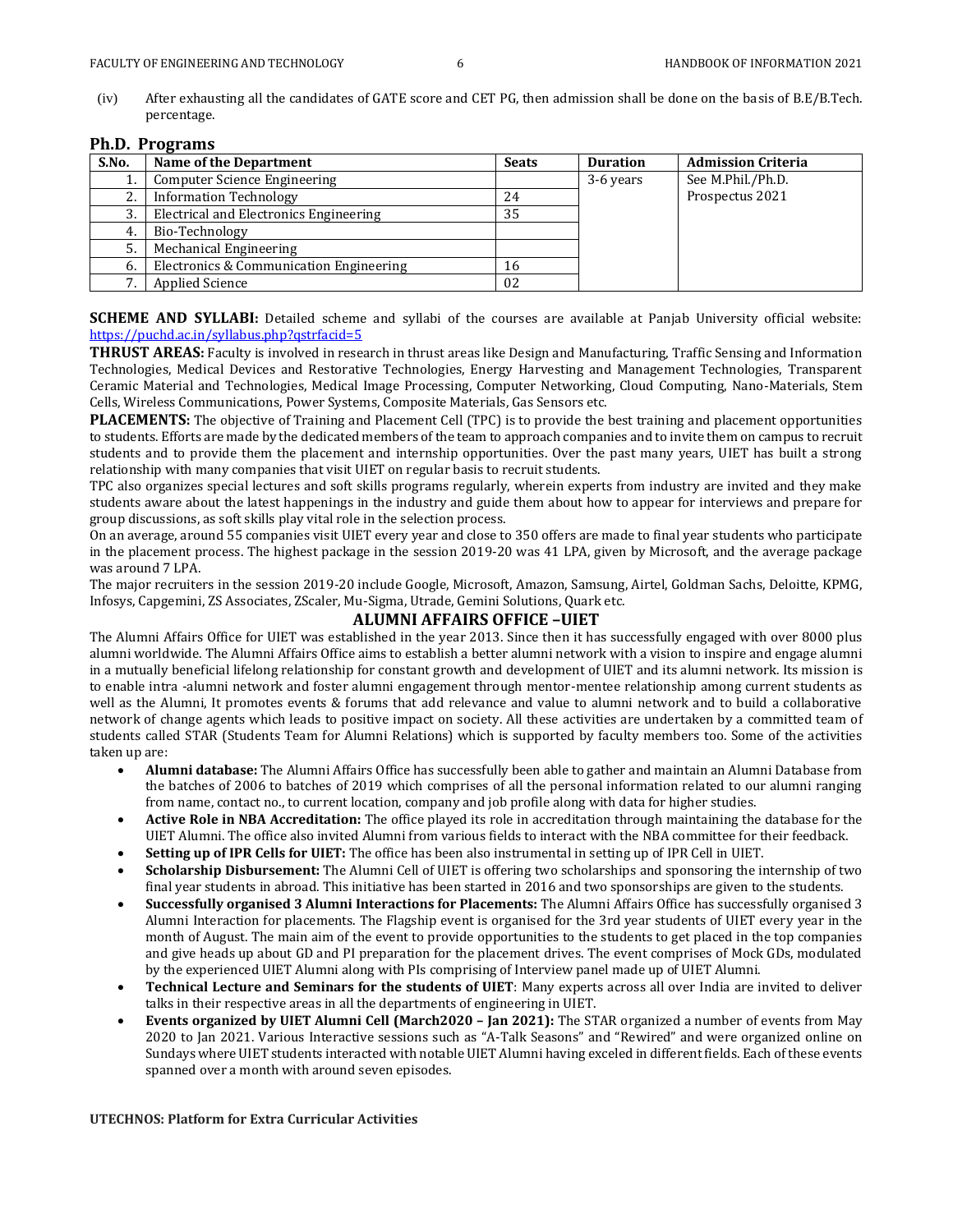(iv) After exhausting all the candidates of GATE score and CET PG, then admission shall be done on the basis of B.E/B.Tech. percentage.

## Ph.D. Programs

| S.No. | Name of the Department | Seats | Duration | Admission Criteria |
|---|---|---|---|---|
| 1. | Computer Science Engineering | | 3-6 years | See M.Phil./Ph.D. Prospectus 2021 |
| 2. | Information Technology | 24 | | |
| 3. | Electrical and Electronics Engineering | 35 | | |
| 4. | Bio-Technology | | | |
| 5. | Mechanical Engineering | | | |
| 6. | Electronics & Communication Engineering | 16 | | |
| 7. | Applied Science | 02 | | |

**SCHEME AND SYLLABI:** Detailed scheme and syllabi of the courses are available at Panjab University official website: https://puchd.ac.in/syllabus.php?qstrfacid=5

**THRUST AREAS:** Faculty is involved in research in thrust areas like Design and Manufacturing, Traffic Sensing and Information Technologies, Medical Devices and Restorative Technologies, Energy Harvesting and Management Technologies, Transparent Ceramic Material and Technologies, Medical Image Processing, Computer Networking, Cloud Computing, Nano-Materials, Stem Cells, Wireless Communications, Power Systems, Composite Materials, Gas Sensors etc.

**PLACEMENTS:** The objective of Training and Placement Cell (TPC) is to provide the best training and placement opportunities to students. Efforts are made by the dedicated members of the team to approach companies and to invite them on campus to recruit students and to provide them the placement and internship opportunities. Over the past many years, UIET has built a strong relationship with many companies that visit UIET on regular basis to recruit students.

TPC also organizes special lectures and soft skills programs regularly, wherein experts from industry are invited and they make students aware about the latest happenings in the industry and guide them about how to appear for interviews and prepare for group discussions, as soft skills play vital role in the selection process.

On an average, around 55 companies visit UIET every year and close to 350 offers are made to final year students who participate in the placement process. The highest package in the session 2019-20 was 41 LPA, given by Microsoft, and the average package was around 7 LPA.

The major recruiters in the session 2019-20 include Google, Microsoft, Amazon, Samsung, Airtel, Goldman Sachs, Deloitte, KPMG, Infosys, Capgemini, ZS Associates, ZScaler, Mu-Sigma, Utrade, Gemini Solutions, Quark etc.

## ALUMNI AFFAIRS OFFICE –UIET

The Alumni Affairs Office for UIET was established in the year 2013. Since then it has successfully engaged with over 8000 plus alumni worldwide. The Alumni Affairs Office aims to establish a better alumni network with a vision to inspire and engage alumni in a mutually beneficial lifelong relationship for constant growth and development of UIET and its alumni network. Its mission is to enable intra -alumni network and foster alumni engagement through mentor-mentee relationship among current students as well as the Alumni, It promotes events & forums that add relevance and value to alumni network and to build a collaborative network of change agents which leads to positive impact on society. All these activities are undertaken by a committed team of students called STAR (Students Team for Alumni Relations) which is supported by faculty members too. Some of the activities taken up are:

- **Alumni database:** The Alumni Affairs Office has successfully been able to gather and maintain an Alumni Database from the batches of 2006 to batches of 2019 which comprises of all the personal information related to our alumni ranging from name, contact no., to current location, company and job profile along with data for higher studies.
- **Active Role in NBA Accreditation:** The office played its role in accreditation through maintaining the database for the UIET Alumni. The office also invited Alumni from various fields to interact with the NBA committee for their feedback.
- **Setting up of IPR Cells for UIET:** The office has been also instrumental in setting up of IPR Cell in UIET.
- **Scholarship Disbursement:** The Alumni Cell of UIET is offering two scholarships and sponsoring the internship of two final year students in abroad. This initiative has been started in 2016 and two sponsorships are given to the students.
- **Successfully organised 3 Alumni Interactions for Placements:** The Alumni Affairs Office has successfully organised 3 Alumni Interaction for placements. The Flagship event is organised for the 3rd year students of UIET every year in the month of August. The main aim of the event to provide opportunities to the students to get placed in the top companies and give heads up about GD and PI preparation for the placement drives. The event comprises of Mock GDs, modulated by the experienced UIET Alumni along with PIs comprising of Interview panel made up of UIET Alumni.
- **Technical Lecture and Seminars for the students of UIET**: Many experts across all over India are invited to deliver talks in their respective areas in all the departments of engineering in UIET.
- **Events organized by UIET Alumni Cell (March2020 – Jan 2021):** The STAR organized a number of events from May 2020 to Jan 2021. Various Interactive sessions such as "A-Talk Seasons" and "Rewired" and were organized online on Sundays where UIET students interacted with notable UIET Alumni having exceled in different fields. Each of these events spanned over a month with around seven episodes.

**UTECHNOS: Platform for Extra Curricular Activities**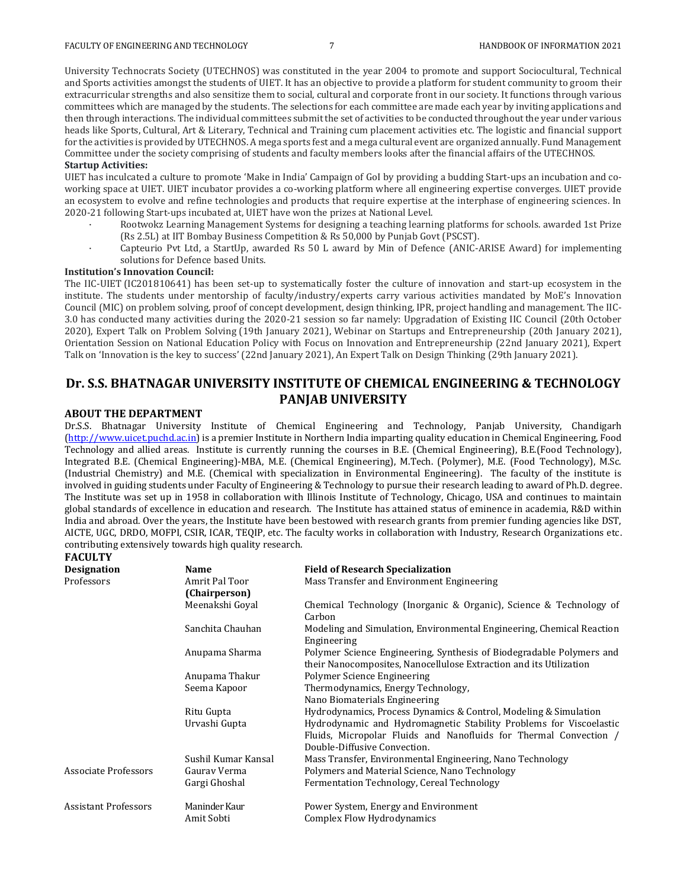University Technocrats Society (UTECHNOS) was constituted in the year 2004 to promote and support Sociocultural, Technical and Sports activities amongst the students of UIET. It has an objective to provide a platform for student community to groom their extracurricular strengths and also sensitize them to social, cultural and corporate front in our society. It functions through various committees which are managed by the students. The selections for each committee are made each year by inviting applications and then through interactions. The individual committees submit the set of activities to be conducted throughout the year under various heads like Sports, Cultural, Art & Literary, Technical and Training cum placement activities etc. The logistic and financial support for the activities is provided by UTECHNOS. A mega sports fest and a mega cultural event are organized annually. Fund Management Committee under the society comprising of students and faculty members looks after the financial affairs of the UTECHNOS.

**Startup Activities:**

UIET has inculcated a culture to promote 'Make in India' Campaign of GoI by providing a budding Start-ups an incubation and co-working space at UIET. UIET incubator provides a co-working platform where all engineering expertise converges. UIET provide an ecosystem to evolve and refine technologies and products that require expertise at the interphase of engineering sciences. In 2020-21 following Start-ups incubated at, UIET have won the prizes at National Level.

- Rootwokz Learning Management Systems for designing a teaching learning platforms for schools. awarded 1st Prize (Rs 2.5L) at IIT Bombay Business Competition & Rs 50,000 by Punjab Govt (PSCST).
- Capteurio Pvt Ltd, a StartUp, awarded Rs 50 L award by Min of Defence (ANIC-ARISE Award) for implementing solutions for Defence based Units.

**Institution's Innovation Council:**

The IIC-UIET (IC201810641) has been set-up to systematically foster the culture of innovation and start-up ecosystem in the institute. The students under mentorship of faculty/industry/experts carry various activities mandated by MoE's Innovation Council (MIC) on problem solving, proof of concept development, design thinking, IPR, project handling and management. The IIC-3.0 has conducted many activities during the 2020-21 session so far namely: Upgradation of Existing IIC Council (20th October 2020), Expert Talk on Problem Solving (19th January 2021), Webinar on Startups and Entrepreneurship (20th January 2021), Orientation Session on National Education Policy with Focus on Innovation and Entrepreneurship (22nd January 2021), Expert Talk on 'Innovation is the key to success' (22nd January 2021), An Expert Talk on Design Thinking (29th January 2021).

## Dr. S.S. BHATNAGAR UNIVERSITY INSTITUTE OF CHEMICAL ENGINEERING & TECHNOLOGY PANJAB UNIVERSITY

### ABOUT THE DEPARTMENT

Dr.S.S. Bhatnagar University Institute of Chemical Engineering and Technology, Panjab University, Chandigarh (http://www.uicet.puchd.ac.in) is a premier Institute in Northern India imparting quality education in Chemical Engineering, Food Technology and allied areas. Institute is currently running the courses in B.E. (Chemical Engineering), B.E.(Food Technology), Integrated B.E. (Chemical Engineering)-MBA, M.E. (Chemical Engineering), M.Tech. (Polymer), M.E. (Food Technology), M.Sc. (Industrial Chemistry) and M.E. (Chemical with specialization in Environmental Engineering). The faculty of the institute is involved in guiding students under Faculty of Engineering & Technology to pursue their research leading to award of Ph.D. degree. The Institute was set up in 1958 in collaboration with Illinois Institute of Technology, Chicago, USA and continues to maintain global standards of excellence in education and research. The Institute has attained status of eminence in academia, R&D within India and abroad. Over the years, the Institute have been bestowed with research grants from premier funding agencies like DST, AICTE, UGC, DRDO, MOFPI, CSIR, ICAR, TEQIP, etc. The faculty works in collaboration with Industry, Research Organizations etc. contributing extensively towards high quality research.

### FACULTY

| Designation | Name | Field of Research Specialization |
|---|---|---|
| Professors | Amrit Pal Toor **(Chairperson)** | Mass Transfer and Environment Engineering |
| | Meenakshi Goyal | Chemical Technology (Inorganic & Organic), Science & Technology of Carbon |
| | Sanchita Chauhan | Modeling and Simulation, Environmental Engineering, Chemical Reaction Engineering |
| | Anupama Sharma | Polymer Science Engineering, Synthesis of Biodegradable Polymers and their Nanocomposites, Nanocellulose Extraction and its Utilization |
| | Anupama Thakur | Polymer Science Engineering |
| | Seema Kapoor | Thermodynamics, Energy Technology, Nano Biomaterials Engineering |
| | Ritu Gupta | Hydrodynamics, Process Dynamics & Control, Modeling & Simulation |
| | Urvashi Gupta | Hydrodynamic and Hydromagnetic Stability Problems for Viscoelastic Fluids, Micropolar Fluids and Nanofluids for Thermal Convection / Double-Diffusive Convection. |
| | Sushil Kumar Kansal | Mass Transfer, Environmental Engineering, Nano Technology |
| Associate Professors | Gaurav Verma | Polymers and Material Science, Nano Technology |
| | Gargi Ghoshal | Fermentation Technology, Cereal Technology |
| Assistant Professors | Maninder Kaur | Power System, Energy and Environment |
| | Amit Sobti | Complex Flow Hydrodynamics |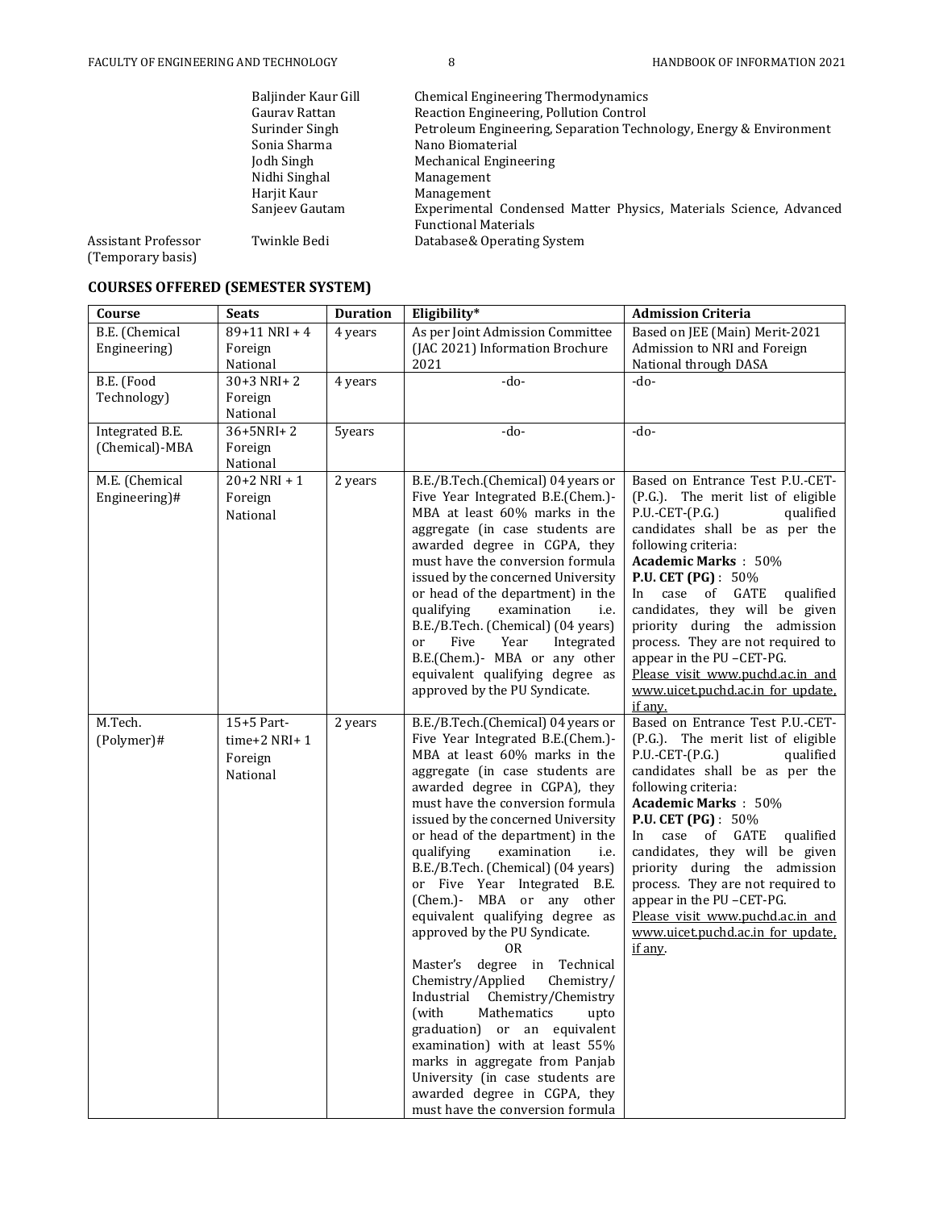| | | |
|---|---|---|
| | Baljinder Kaur Gill | Chemical Engineering Thermodynamics |
| | Gaurav Rattan | Reaction Engineering, Pollution Control |
| | Surinder Singh | Petroleum Engineering, Separation Technology, Energy & Environment |
| | Sonia Sharma | Nano Biomaterial |
| | Jodh Singh | Mechanical Engineering |
| | Nidhi Singhal | Management |
| | Harjit Kaur | Management |
| | Sanjeev Gautam | Experimental Condensed Matter Physics, Materials Science, Advanced Functional Materials |
| Assistant Professor (Temporary basis) | Twinkle Bedi | Database& Operating System |

## COURSES OFFERED (SEMESTER SYSTEM)

| Course | Seats | Duration | Eligibility* | Admission Criteria |
|---|---|---|---|---|
| B.E. (Chemical Engineering) | 89+11 NRI + 4 Foreign National | 4 years | As per Joint Admission Committee (JAC 2021) Information Brochure 2021 | Based on JEE (Main) Merit-2021 Admission to NRI and Foreign National through DASA |
| B.E. (Food Technology) | 30+3 NRI+ 2 Foreign National | 4 years | -do- | -do- |
| Integrated B.E. (Chemical)-MBA | 36+5NRI+ 2 Foreign National | 5years | -do- | -do- |
| M.E. (Chemical Engineering)# | 20+2 NRI + 1 Foreign National | 2 years | B.E./B.Tech.(Chemical) 04 years or Five Year Integrated B.E.(Chem.)-MBA at least 60% marks in the aggregate (in case students are awarded degree in CGPA, they must have the conversion formula issued by the concerned University or head of the department) in the qualifying examination i.e. B.E./B.Tech. (Chemical) (04 years) or Five Year Integrated B.E.(Chem.)- MBA or any other equivalent qualifying degree as approved by the PU Syndicate. | Based on Entrance Test P.U.-CET-(P.G.). The merit list of eligible P.U.-CET-(P.G.) qualified candidates shall be as per the following criteria: **Academic Marks** : 50% **P.U. CET (PG)** : 50% In case of GATE qualified candidates, they will be given priority during the admission process. They are not required to appear in the PU –CET-PG. Please visit www.puchd.ac.in and www.uicet.puchd.ac.in for update, if any. |
| M.Tech. (Polymer)# | 15+5 Part-time+2 NRI+ 1 Foreign National | 2 years | B.E./B.Tech.(Chemical) 04 years or Five Year Integrated B.E.(Chem.)-MBA at least 60% marks in the aggregate (in case students are awarded degree in CGPA), they must have the conversion formula issued by the concerned University or head of the department) in the qualifying examination i.e. B.E./B.Tech. (Chemical) (04 years) or Five Year Integrated B.E. (Chem.)- MBA or any other equivalent qualifying degree as approved by the PU Syndicate. OR Master's degree in Technical Chemistry/Applied Chemistry/ Industrial Chemistry/Chemistry (with Mathematics upto graduation) or an equivalent examination) with at least 55% marks in aggregate from Panjab University (in case students are awarded degree in CGPA, they must have the conversion formula | Based on Entrance Test P.U.-CET-(P.G.). The merit list of eligible P.U.-CET-(P.G.) qualified candidates shall be as per the following criteria: **Academic Marks** : 50% **P.U. CET (PG)** : 50% In case of GATE qualified candidates, they will be given priority during the admission process. They are not required to appear in the PU –CET-PG. Please visit www.puchd.ac.in and www.uicet.puchd.ac.in for update, if any. |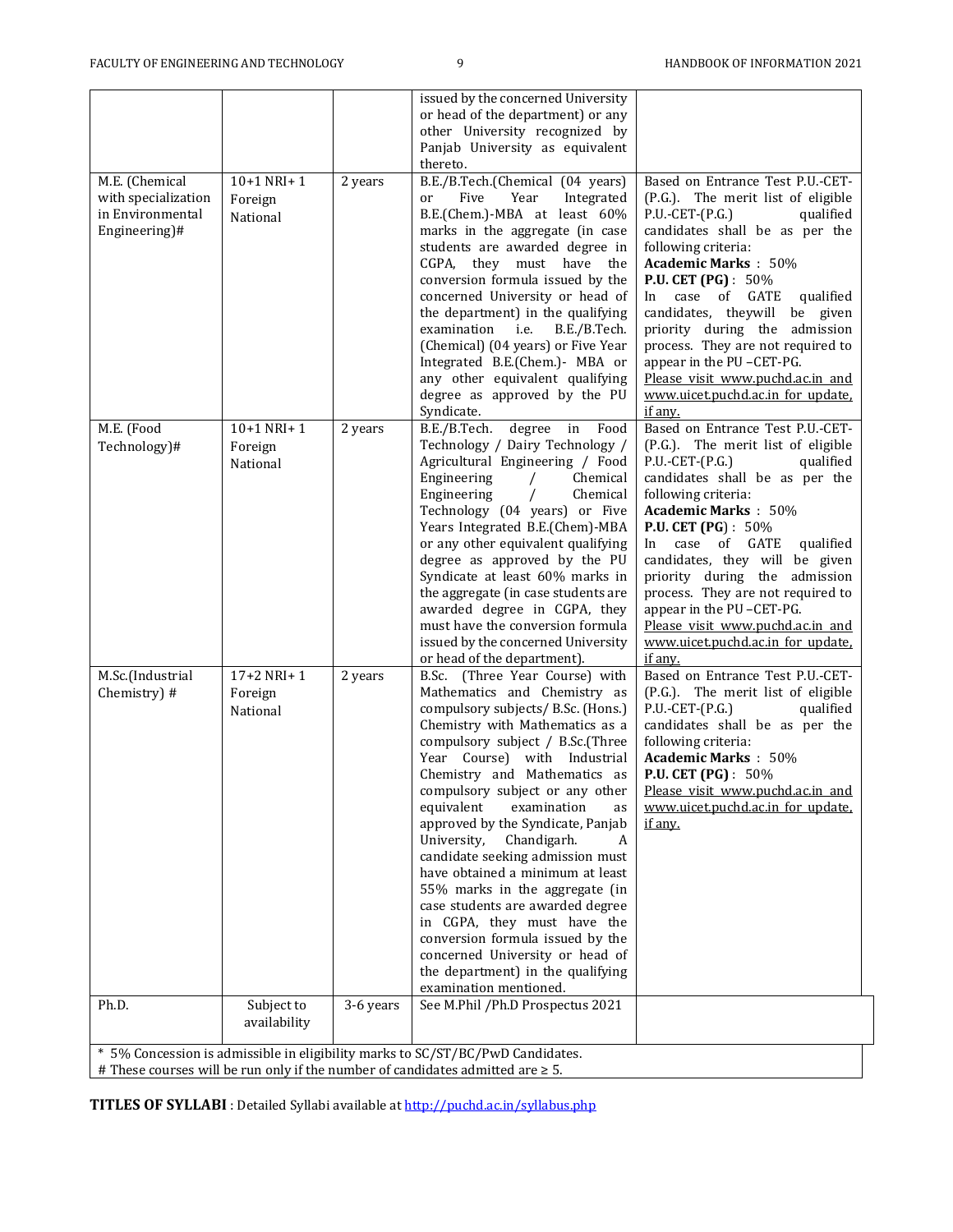| | | | | |
|---|---|---|---|---|
| | | | issued by the concerned University or head of the department) or any other University recognized by Panjab University as equivalent thereto. | |
| M.E. (Chemical with specialization in Environmental Engineering)# | 10+1 NRI+ 1 Foreign National | 2 years | B.E./B.Tech.(Chemical (04 years) or Five Year Integrated B.E.(Chem.)-MBA at least 60% marks in the aggregate (in case students are awarded degree in CGPA, they must have the conversion formula issued by the concerned University or head of the department) in the qualifying examination i.e. B.E./B.Tech. (Chemical) (04 years) or Five Year Integrated B.E.(Chem.)- MBA or any other equivalent qualifying degree as approved by the PU Syndicate. | Based on Entrance Test P.U.-CET-(P.G.). The merit list of eligible P.U.-CET-(P.G.) qualified candidates shall be as per the following criteria:<br>**Academic Marks** : 50%<br>**P.U. CET (PG)** : 50%<br>In case of GATE qualified candidates, theywill be given priority during the admission process. They are not required to appear in the PU –CET-PG.<br>Please visit www.puchd.ac.in and www.uicet.puchd.ac.in for update, if any. |
| M.E. (Food Technology)# | 10+1 NRI+ 1 Foreign National | 2 years | B.E./B.Tech. degree in Food Technology / Dairy Technology / Agricultural Engineering / Food Engineering / Chemical Engineering / Chemical Technology (04 years) or Five Years Integrated B.E.(Chem)-MBA or any other equivalent qualifying degree as approved by the PU Syndicate at least 60% marks in the aggregate (in case students are awarded degree in CGPA, they must have the conversion formula issued by the concerned University or head of the department). | Based on Entrance Test P.U.-CET-(P.G.). The merit list of eligible P.U.-CET-(P.G.) qualified candidates shall be as per the following criteria:<br>**Academic Marks** : 50%<br>**P.U. CET (PG)** : 50%<br>In case of GATE qualified candidates, they will be given priority during the admission process. They are not required to appear in the PU –CET-PG.<br>Please visit www.puchd.ac.in and www.uicet.puchd.ac.in for update, if any. |
| M.Sc.(Industrial Chemistry) # | 17+2 NRI+ 1 Foreign National | 2 years | B.Sc. (Three Year Course) with Mathematics and Chemistry as compulsory subjects/ B.Sc. (Hons.) Chemistry with Mathematics as a compulsory subject / B.Sc.(Three Year Course) with Industrial Chemistry and Mathematics as compulsory subject or any other equivalent examination as approved by the Syndicate, Panjab University, Chandigarh. A candidate seeking admission must have obtained a minimum at least 55% marks in the aggregate (in case students are awarded degree in CGPA, they must have the conversion formula issued by the concerned University or head of the department) in the qualifying examination mentioned. | Based on Entrance Test P.U.-CET-(P.G.). The merit list of eligible P.U.-CET-(P.G.) qualified candidates shall be as per the following criteria:<br>**Academic Marks** : 50%<br>**P.U. CET (PG)** : 50%<br>Please visit www.puchd.ac.in and www.uicet.puchd.ac.in for update, if any. |
| Ph.D. | Subject to availability | 3-6 years | See M.Phil /Ph.D Prospectus 2021 | |

\* 5% Concession is admissible in eligibility marks to SC/ST/BC/PwD Candidates.
# These courses will be run only if the number of candidates admitted are ≥ 5.

**TITLES OF SYLLABI** : Detailed Syllabi available at http://puchd.ac.in/syllabus.php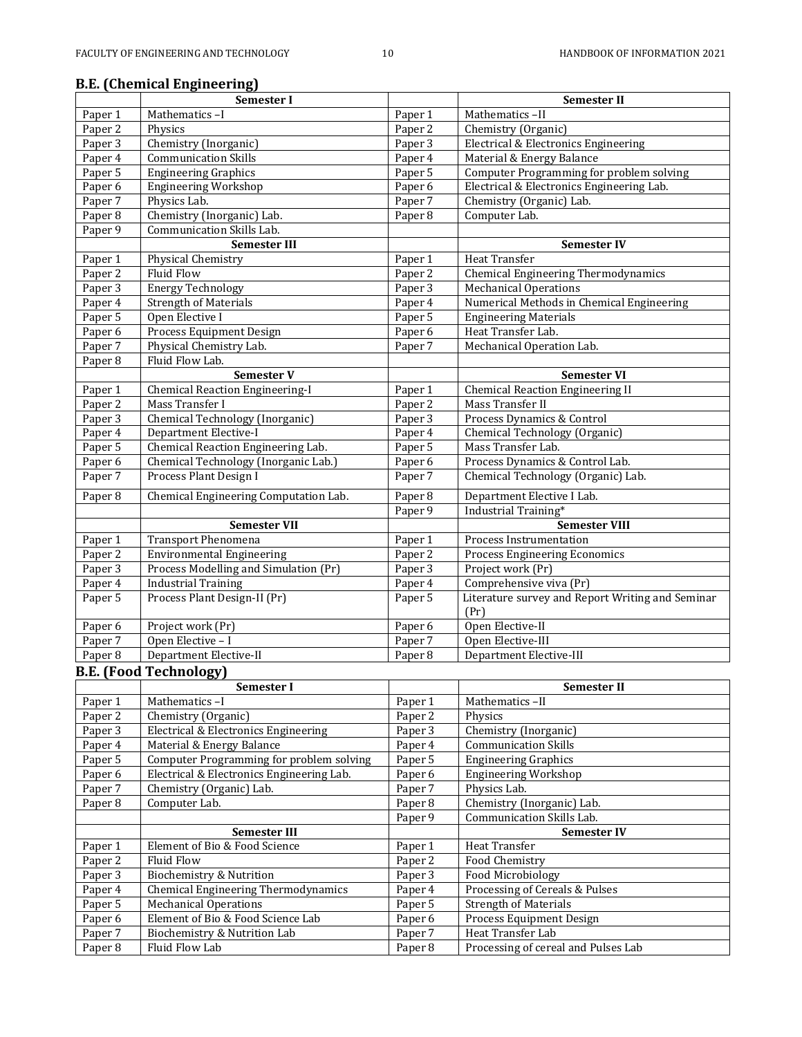## B.E. (Chemical Engineering)

| | Semester I | | Semester II |
|---|---|---|---|
| Paper 1 | Mathematics –I | Paper 1 | Mathematics –II |
| Paper 2 | Physics | Paper 2 | Chemistry (Organic) |
| Paper 3 | Chemistry (Inorganic) | Paper 3 | Electrical & Electronics Engineering |
| Paper 4 | Communication Skills | Paper 4 | Material & Energy Balance |
| Paper 5 | Engineering Graphics | Paper 5 | Computer Programming for problem solving |
| Paper 6 | Engineering Workshop | Paper 6 | Electrical & Electronics Engineering Lab. |
| Paper 7 | Physics Lab. | Paper 7 | Chemistry (Organic) Lab. |
| Paper 8 | Chemistry (Inorganic) Lab. | Paper 8 | Computer Lab. |
| Paper 9 | Communication Skills Lab. | | |
| | **Semester III** | | **Semester IV** |
| Paper 1 | Physical Chemistry | Paper 1 | Heat Transfer |
| Paper 2 | Fluid Flow | Paper 2 | Chemical Engineering Thermodynamics |
| Paper 3 | Energy Technology | Paper 3 | Mechanical Operations |
| Paper 4 | Strength of Materials | Paper 4 | Numerical Methods in Chemical Engineering |
| Paper 5 | Open Elective I | Paper 5 | Engineering Materials |
| Paper 6 | Process Equipment Design | Paper 6 | Heat Transfer Lab. |
| Paper 7 | Physical Chemistry Lab. | Paper 7 | Mechanical Operation Lab. |
| Paper 8 | Fluid Flow Lab. | | |
| | **Semester V** | | **Semester VI** |
| Paper 1 | Chemical Reaction Engineering-I | Paper 1 | Chemical Reaction Engineering II |
| Paper 2 | Mass Transfer I | Paper 2 | Mass Transfer II |
| Paper 3 | Chemical Technology (Inorganic) | Paper 3 | Process Dynamics & Control |
| Paper 4 | Department Elective-I | Paper 4 | Chemical Technology (Organic) |
| Paper 5 | Chemical Reaction Engineering Lab. | Paper 5 | Mass Transfer Lab. |
| Paper 6 | Chemical Technology (Inorganic Lab.) | Paper 6 | Process Dynamics & Control Lab. |
| Paper 7 | Process Plant Design I | Paper 7 | Chemical Technology (Organic) Lab. |
| Paper 8 | Chemical Engineering Computation Lab. | Paper 8 | Department Elective I Lab. |
| | | Paper 9 | Industrial Training* |
| | **Semester VII** | | **Semester VIII** |
| Paper 1 | Transport Phenomena | Paper 1 | Process Instrumentation |
| Paper 2 | Environmental Engineering | Paper 2 | Process Engineering Economics |
| Paper 3 | Process Modelling and Simulation (Pr) | Paper 3 | Project work (Pr) |
| Paper 4 | Industrial Training | Paper 4 | Comprehensive viva (Pr) |
| Paper 5 | Process Plant Design-II (Pr) | Paper 5 | Literature survey and Report Writing and Seminar (Pr) |
| Paper 6 | Project work (Pr) | Paper 6 | Open Elective-II |
| Paper 7 | Open Elective – I | Paper 7 | Open Elective-III |
| Paper 8 | Department Elective-II | Paper 8 | Department Elective-III |

## B.E. (Food Technology)

| | Semester I | | Semester II |
|---|---|---|---|
| Paper 1 | Mathematics –I | Paper 1 | Mathematics –II |
| Paper 2 | Chemistry (Organic) | Paper 2 | Physics |
| Paper 3 | Electrical & Electronics Engineering | Paper 3 | Chemistry (Inorganic) |
| Paper 4 | Material & Energy Balance | Paper 4 | Communication Skills |
| Paper 5 | Computer Programming for problem solving | Paper 5 | Engineering Graphics |
| Paper 6 | Electrical & Electronics Engineering Lab. | Paper 6 | Engineering Workshop |
| Paper 7 | Chemistry (Organic) Lab. | Paper 7 | Physics Lab. |
| Paper 8 | Computer Lab. | Paper 8 | Chemistry (Inorganic) Lab. |
| | | Paper 9 | Communication Skills Lab. |
| | **Semester III** | | **Semester IV** |
| Paper 1 | Element of Bio & Food Science | Paper 1 | Heat Transfer |
| Paper 2 | Fluid Flow | Paper 2 | Food Chemistry |
| Paper 3 | Biochemistry & Nutrition | Paper 3 | Food Microbiology |
| Paper 4 | Chemical Engineering Thermodynamics | Paper 4 | Processing of Cereals & Pulses |
| Paper 5 | Mechanical Operations | Paper 5 | Strength of Materials |
| Paper 6 | Element of Bio & Food Science Lab | Paper 6 | Process Equipment Design |
| Paper 7 | Biochemistry & Nutrition Lab | Paper 7 | Heat Transfer Lab |
| Paper 8 | Fluid Flow Lab | Paper 8 | Processing of cereal and Pulses Lab |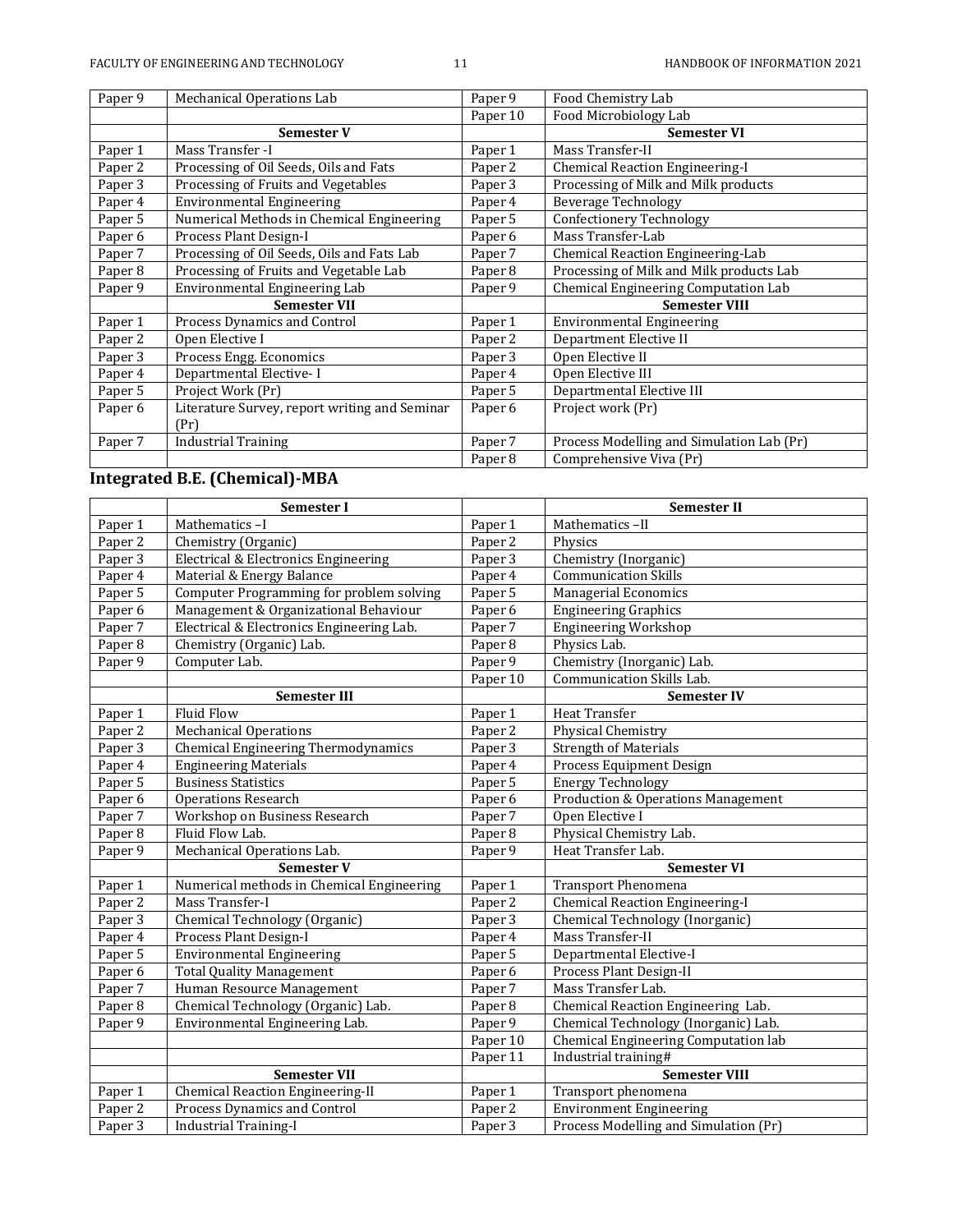| | | | |
|---|---|---|---|
| Paper 9 | Mechanical Operations Lab | Paper 9 | Food Chemistry Lab |
| | | Paper 10 | Food Microbiology Lab |
| | **Semester V** | | **Semester VI** |
| Paper 1 | Mass Transfer -I | Paper 1 | Mass Transfer-II |
| Paper 2 | Processing of Oil Seeds, Oils and Fats | Paper 2 | Chemical Reaction Engineering-I |
| Paper 3 | Processing of Fruits and Vegetables | Paper 3 | Processing of Milk and Milk products |
| Paper 4 | Environmental Engineering | Paper 4 | Beverage Technology |
| Paper 5 | Numerical Methods in Chemical Engineering | Paper 5 | Confectionery Technology |
| Paper 6 | Process Plant Design-I | Paper 6 | Mass Transfer-Lab |
| Paper 7 | Processing of Oil Seeds, Oils and Fats Lab | Paper 7 | Chemical Reaction Engineering-Lab |
| Paper 8 | Processing of Fruits and Vegetable Lab | Paper 8 | Processing of Milk and Milk products Lab |
| Paper 9 | Environmental Engineering Lab | Paper 9 | Chemical Engineering Computation Lab |
| | **Semester VII** | | **Semester VIII** |
| Paper 1 | Process Dynamics and Control | Paper 1 | Environmental Engineering |
| Paper 2 | Open Elective I | Paper 2 | Department Elective II |
| Paper 3 | Process Engg. Economics | Paper 3 | Open Elective II |
| Paper 4 | Departmental Elective- I | Paper 4 | Open Elective III |
| Paper 5 | Project Work (Pr) | Paper 5 | Departmental Elective III |
| Paper 6 | Literature Survey, report writing and Seminar (Pr) | Paper 6 | Project work (Pr) |
| Paper 7 | Industrial Training | Paper 7 | Process Modelling and Simulation Lab (Pr) |
| | | Paper 8 | Comprehensive Viva (Pr) |

## Integrated B.E. (Chemical)-MBA

| | Semester I | | Semester II |
|---|---|---|---|
| Paper 1 | Mathematics –I | Paper 1 | Mathematics –II |
| Paper 2 | Chemistry (Organic) | Paper 2 | Physics |
| Paper 3 | Electrical & Electronics Engineering | Paper 3 | Chemistry (Inorganic) |
| Paper 4 | Material & Energy Balance | Paper 4 | Communication Skills |
| Paper 5 | Computer Programming for problem solving | Paper 5 | Managerial Economics |
| Paper 6 | Management & Organizational Behaviour | Paper 6 | Engineering Graphics |
| Paper 7 | Electrical & Electronics Engineering Lab. | Paper 7 | Engineering Workshop |
| Paper 8 | Chemistry (Organic) Lab. | Paper 8 | Physics Lab. |
| Paper 9 | Computer Lab. | Paper 9 | Chemistry (Inorganic) Lab. |
| | | Paper 10 | Communication Skills Lab. |
| | **Semester III** | | **Semester IV** |
| Paper 1 | Fluid Flow | Paper 1 | Heat Transfer |
| Paper 2 | Mechanical Operations | Paper 2 | Physical Chemistry |
| Paper 3 | Chemical Engineering Thermodynamics | Paper 3 | Strength of Materials |
| Paper 4 | Engineering Materials | Paper 4 | Process Equipment Design |
| Paper 5 | Business Statistics | Paper 5 | Energy Technology |
| Paper 6 | Operations Research | Paper 6 | Production & Operations Management |
| Paper 7 | Workshop on Business Research | Paper 7 | Open Elective I |
| Paper 8 | Fluid Flow Lab. | Paper 8 | Physical Chemistry Lab. |
| Paper 9 | Mechanical Operations Lab. | Paper 9 | Heat Transfer Lab. |
| | **Semester V** | | **Semester VI** |
| Paper 1 | Numerical methods in Chemical Engineering | Paper 1 | Transport Phenomena |
| Paper 2 | Mass Transfer-I | Paper 2 | Chemical Reaction Engineering-I |
| Paper 3 | Chemical Technology (Organic) | Paper 3 | Chemical Technology (Inorganic) |
| Paper 4 | Process Plant Design-I | Paper 4 | Mass Transfer-II |
| Paper 5 | Environmental Engineering | Paper 5 | Departmental Elective-I |
| Paper 6 | Total Quality Management | Paper 6 | Process Plant Design-II |
| Paper 7 | Human Resource Management | Paper 7 | Mass Transfer Lab. |
| Paper 8 | Chemical Technology (Organic) Lab. | Paper 8 | Chemical Reaction Engineering Lab. |
| Paper 9 | Environmental Engineering Lab. | Paper 9 | Chemical Technology (Inorganic) Lab. |
| | | Paper 10 | Chemical Engineering Computation lab |
| | | Paper 11 | Industrial training# |
| | **Semester VII** | | **Semester VIII** |
| Paper 1 | Chemical Reaction Engineering-II | Paper 1 | Transport phenomena |
| Paper 2 | Process Dynamics and Control | Paper 2 | Environment Engineering |
| Paper 3 | Industrial Training-I | Paper 3 | Process Modelling and Simulation (Pr) |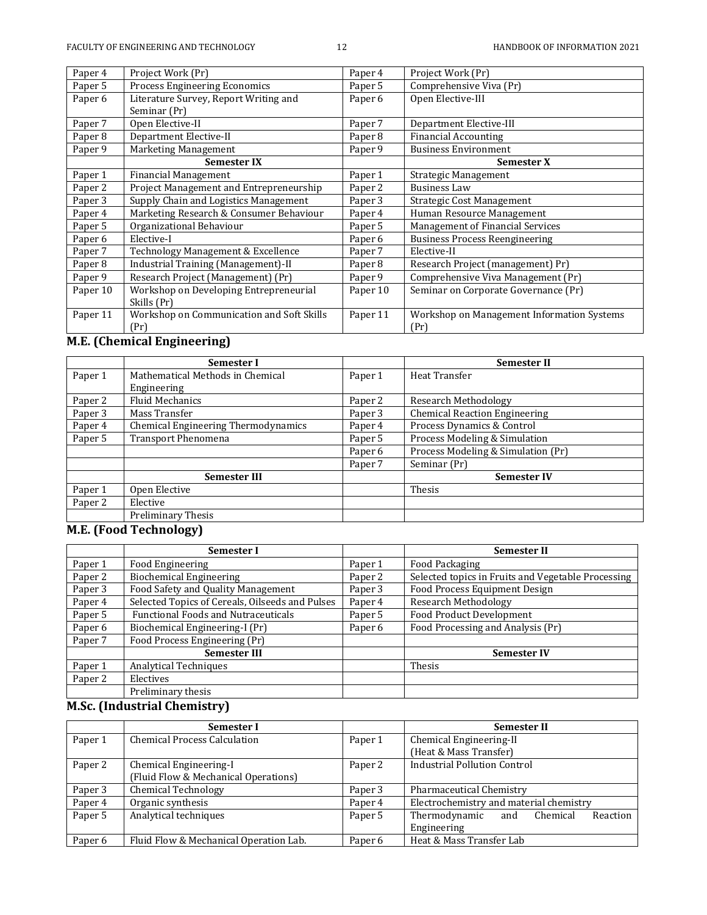| | | | |
|---|---|---|---|
| Paper 4 | Project Work (Pr) | Paper 4 | Project Work (Pr) |
| Paper 5 | Process Engineering Economics | Paper 5 | Comprehensive Viva (Pr) |
| Paper 6 | Literature Survey, Report Writing and Seminar (Pr) | Paper 6 | Open Elective-III |
| Paper 7 | Open Elective-II | Paper 7 | Department Elective-III |
| Paper 8 | Department Elective-II | Paper 8 | Financial Accounting |
| Paper 9 | Marketing Management | Paper 9 | Business Environment |
| | **Semester IX** | | **Semester X** |
| Paper 1 | Financial Management | Paper 1 | Strategic Management |
| Paper 2 | Project Management and Entrepreneurship | Paper 2 | Business Law |
| Paper 3 | Supply Chain and Logistics Management | Paper 3 | Strategic Cost Management |
| Paper 4 | Marketing Research & Consumer Behaviour | Paper 4 | Human Resource Management |
| Paper 5 | Organizational Behaviour | Paper 5 | Management of Financial Services |
| Paper 6 | Elective-I | Paper 6 | Business Process Reengineering |
| Paper 7 | Technology Management & Excellence | Paper 7 | Elective-II |
| Paper 8 | Industrial Training (Management)-II | Paper 8 | Research Project (management) Pr) |
| Paper 9 | Research Project (Management) (Pr) | Paper 9 | Comprehensive Viva Management (Pr) |
| Paper 10 | Workshop on Developing Entrepreneurial Skills (Pr) | Paper 10 | Seminar on Corporate Governance (Pr) |
| Paper 11 | Workshop on Communication and Soft Skills (Pr) | Paper 11 | Workshop on Management Information Systems (Pr) |

## M.E. (Chemical Engineering)

| | Semester I | | Semester II |
|---|---|---|---|
| Paper 1 | Mathematical Methods in Chemical Engineering | Paper 1 | Heat Transfer |
| Paper 2 | Fluid Mechanics | Paper 2 | Research Methodology |
| Paper 3 | Mass Transfer | Paper 3 | Chemical Reaction Engineering |
| Paper 4 | Chemical Engineering Thermodynamics | Paper 4 | Process Dynamics & Control |
| Paper 5 | Transport Phenomena | Paper 5 | Process Modeling & Simulation |
| | | Paper 6 | Process Modeling & Simulation (Pr) |
| | | Paper 7 | Seminar (Pr) |
| | **Semester III** | | **Semester IV** |
| Paper 1 | Open Elective | | Thesis |
| Paper 2 | Elective | | |
| | Preliminary Thesis | | |

## M.E. (Food Technology)

| | Semester I | | Semester II |
|---|---|---|---|
| Paper 1 | Food Engineering | Paper 1 | Food Packaging |
| Paper 2 | Biochemical Engineering | Paper 2 | Selected topics in Fruits and Vegetable Processing |
| Paper 3 | Food Safety and Quality Management | Paper 3 | Food Process Equipment Design |
| Paper 4 | Selected Topics of Cereals, Oilseeds and Pulses | Paper 4 | Research Methodology |
| Paper 5 | Functional Foods and Nutraceuticals | Paper 5 | Food Product Development |
| Paper 6 | Biochemical Engineering-I (Pr) | Paper 6 | Food Processing and Analysis (Pr) |
| Paper 7 | Food Process Engineering (Pr) | | |
| | **Semester III** | | **Semester IV** |
| Paper 1 | Analytical Techniques | | Thesis |
| Paper 2 | Electives | | |
| | Preliminary thesis | | |

## M.Sc. (Industrial Chemistry)

| | Semester I | | Semester II |
|---|---|---|---|
| Paper 1 | Chemical Process Calculation | Paper 1 | Chemical Engineering-II (Heat & Mass Transfer) |
| Paper 2 | Chemical Engineering-I (Fluid Flow & Mechanical Operations) | Paper 2 | Industrial Pollution Control |
| Paper 3 | Chemical Technology | Paper 3 | Pharmaceutical Chemistry |
| Paper 4 | Organic synthesis | Paper 4 | Electrochemistry and material chemistry |
| Paper 5 | Analytical techniques | Paper 5 | Thermodynamic and Chemical Reaction Engineering |
| Paper 6 | Fluid Flow & Mechanical Operation Lab. | Paper 6 | Heat & Mass Transfer Lab |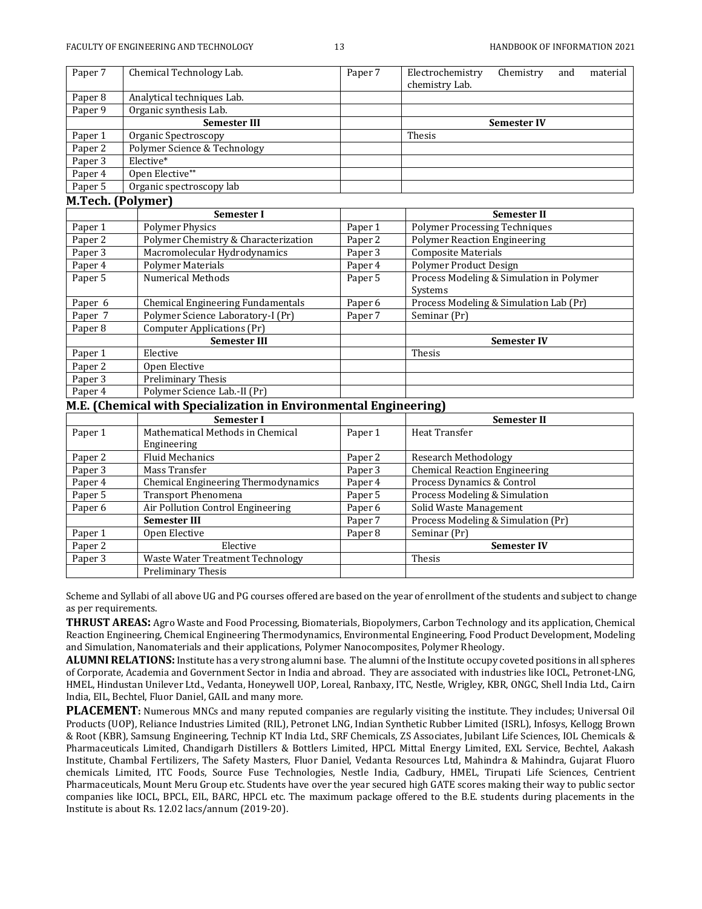| | | | |
|---|---|---|---|
| Paper 7 | Chemical Technology Lab. | Paper 7 | Electrochemistry Chemistry and material chemistry Lab. |
| Paper 8 | Analytical techniques Lab. | | |
| Paper 9 | Organic synthesis Lab. | | |
| | **Semester III** | | **Semester IV** |
| Paper 1 | Organic Spectroscopy | | Thesis |
| Paper 2 | Polymer Science & Technology | | |
| Paper 3 | Elective* | | |
| Paper 4 | Open Elective** | | |
| Paper 5 | Organic spectroscopy lab | | |

### M.Tech. (Polymer)

| | Semester I | | Semester II |
|---|---|---|---|
| Paper 1 | Polymer Physics | Paper 1 | Polymer Processing Techniques |
| Paper 2 | Polymer Chemistry & Characterization | Paper 2 | Polymer Reaction Engineering |
| Paper 3 | Macromolecular Hydrodynamics | Paper 3 | Composite Materials |
| Paper 4 | Polymer Materials | Paper 4 | Polymer Product Design |
| Paper 5 | Numerical Methods | Paper 5 | Process Modeling & Simulation in Polymer Systems |
| Paper 6 | Chemical Engineering Fundamentals | Paper 6 | Process Modeling & Simulation Lab (Pr) |
| Paper 7 | Polymer Science Laboratory-I (Pr) | Paper 7 | Seminar (Pr) |
| Paper 8 | Computer Applications (Pr) | | |
| | **Semester III** | | **Semester IV** |
| Paper 1 | Elective | | Thesis |
| Paper 2 | Open Elective | | |
| Paper 3 | Preliminary Thesis | | |
| Paper 4 | Polymer Science Lab.-II (Pr) | | |

### M.E. (Chemical with Specialization in Environmental Engineering)

| | Semester I | | Semester II |
|---|---|---|---|
| Paper 1 | Mathematical Methods in Chemical Engineering | Paper 1 | Heat Transfer |
| Paper 2 | Fluid Mechanics | Paper 2 | Research Methodology |
| Paper 3 | Mass Transfer | Paper 3 | Chemical Reaction Engineering |
| Paper 4 | Chemical Engineering Thermodynamics | Paper 4 | Process Dynamics & Control |
| Paper 5 | Transport Phenomena | Paper 5 | Process Modeling & Simulation |
| Paper 6 | Air Pollution Control Engineering | Paper 6 | Solid Waste Management |
| | **Semester III** | Paper 7 | Process Modeling & Simulation (Pr) |
| Paper 1 | Open Elective | Paper 8 | Seminar (Pr) |
| Paper 2 | Elective | | **Semester IV** |
| Paper 3 | Waste Water Treatment Technology | | Thesis |
| | Preliminary Thesis | | |

Scheme and Syllabi of all above UG and PG courses offered are based on the year of enrollment of the students and subject to change as per requirements.

**THRUST AREAS:** Agro Waste and Food Processing, Biomaterials, Biopolymers, Carbon Technology and its application, Chemical Reaction Engineering, Chemical Engineering Thermodynamics, Environmental Engineering, Food Product Development, Modeling and Simulation, Nanomaterials and their applications, Polymer Nanocomposites, Polymer Rheology.

**ALUMNI RELATIONS:** Institute has a very strong alumni base. The alumni of the Institute occupy coveted positions in all spheres of Corporate, Academia and Government Sector in India and abroad. They are associated with industries like IOCL, Petronet-LNG, HMEL, Hindustan Unilever Ltd., Vedanta, Honeywell UOP, Loreal, Ranbaxy, ITC, Nestle, Wrigley, KBR, ONGC, Shell India Ltd., Cairn India, EIL, Bechtel, Fluor Daniel, GAIL and many more.

**PLACEMENT:** Numerous MNCs and many reputed companies are regularly visiting the institute. They includes; Universal Oil Products (UOP), Reliance Industries Limited (RIL), Petronet LNG, Indian Synthetic Rubber Limited (ISRL), Infosys, Kellogg Brown & Root (KBR), Samsung Engineering, Technip KT India Ltd., SRF Chemicals, ZS Associates, Jubilant Life Sciences, IOL Chemicals & Pharmaceuticals Limited, Chandigarh Distillers & Bottlers Limited, HPCL Mittal Energy Limited, EXL Service, Bechtel, Aakash Institute, Chambal Fertilizers, The Safety Masters, Fluor Daniel, Vedanta Resources Ltd, Mahindra & Mahindra, Gujarat Fluoro chemicals Limited, ITC Foods, Source Fuse Technologies, Nestle India, Cadbury, HMEL, Tirupati Life Sciences, Centrient Pharmaceuticals, Mount Meru Group etc. Students have over the year secured high GATE scores making their way to public sector companies like IOCL, BPCL, EIL, BARC, HPCL etc. The maximum package offered to the B.E. students during placements in the Institute is about Rs. 12.02 lacs/annum (2019-20).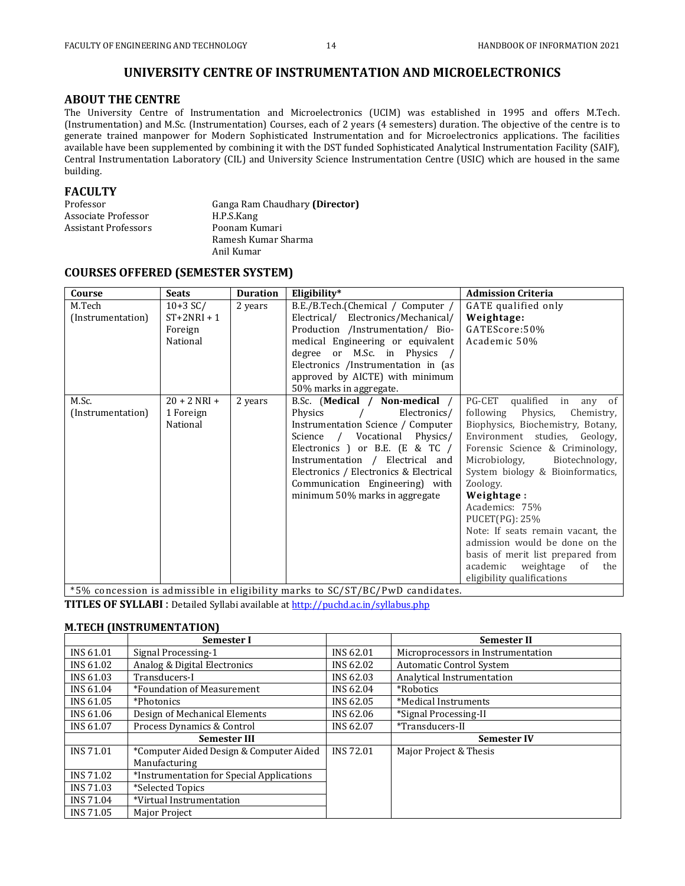# UNIVERSITY CENTRE OF INSTRUMENTATION AND MICROELECTRONICS

## ABOUT THE CENTRE

The University Centre of Instrumentation and Microelectronics (UCIM) was established in 1995 and offers M.Tech. (Instrumentation) and M.Sc. (Instrumentation) Courses, each of 2 years (4 semesters) duration. The objective of the centre is to generate trained manpower for Modern Sophisticated Instrumentation and for Microelectronics applications. The facilities available have been supplemented by combining it with the DST funded Sophisticated Analytical Instrumentation Facility (SAIF), Central Instrumentation Laboratory (CIL) and University Science Instrumentation Centre (USIC) which are housed in the same building.

## FACULTY

| | |
|---|---|
| Professor | Ganga Ram Chaudhary **(Director)** |
| Associate Professor | H.P.S.Kang |
| Assistant Professors | Poonam Kumari |
| | Ramesh Kumar Sharma |
| | Anil Kumar |

## COURSES OFFERED (SEMESTER SYSTEM)

| Course | Seats | Duration | Eligibility* | Admission Criteria |
|---|---|---|---|---|
| M.Tech (Instrumentation) | 10+3 SC/ ST+2NRI + 1 Foreign National | 2 years | B.E./B.Tech.(Chemical / Computer / Electrical/ Electronics/Mechanical/ Production /Instrumentation/ Bio-medical Engineering or equivalent degree or M.Sc. in Physics / Electronics /Instrumentation in (as approved by AICTE) with minimum 50% marks in aggregate. | GATE qualified only **Weightage:** GATEScore:50% Academic 50% |
| M.Sc. (Instrumentation) | 20 + 2 NRI + 1 Foreign National | 2 years | B.Sc. (**Medical / Non-medical** / Physics / Electronics/ Instrumentation Science / Computer Science / Vocational Physics/ Electronics ) or B.E. (E & TC / Instrumentation / Electrical and Electronics / Electronics & Electrical Communication Engineering) with minimum 50% marks in aggregate | PG-CET qualified in any of following Physics, Chemistry, Biophysics, Biochemistry, Botany, Environment studies, Geology, Forensic Science & Criminology, Microbiology, Biotechnology, System biology & Bioinformatics, Zoology. **Weightage :** Academics: 75% PUCET(PG): 25% Note: If seats remain vacant, the admission would be done on the basis of merit list prepared from academic weightage of the eligibility qualifications |

*5% concession is admissible in eligibility marks to SC/ST/BC/PwD candidates.

**TITLES OF SYLLABI** : Detailed Syllabi available at http://puchd.ac.in/syllabus.php

### M.TECH (INSTRUMENTATION)

| | Semester I | | Semester II |
|---|---|---|---|
| INS 61.01 | Signal Processing-1 | INS 62.01 | Microprocessors in Instrumentation |
| INS 61.02 | Analog & Digital Electronics | INS 62.02 | Automatic Control System |
| INS 61.03 | Transducers-I | INS 62.03 | Analytical Instrumentation |
| INS 61.04 | *Foundation of Measurement | INS 62.04 | *Robotics |
| INS 61.05 | *Photonics | INS 62.05 | *Medical Instruments |
| INS 61.06 | Design of Mechanical Elements | INS 62.06 | *Signal Processing-II |
| INS 61.07 | Process Dynamics & Control | INS 62.07 | *Transducers-II |
| | **Semester III** | | **Semester IV** |
| INS 71.01 | *Computer Aided Design & Computer Aided Manufacturing | INS 72.01 | Major Project & Thesis |
| INS 71.02 | *Instrumentation for Special Applications | | |
| INS 71.03 | *Selected Topics | | |
| INS 71.04 | *Virtual Instrumentation | | |
| INS 71.05 | Major Project | | |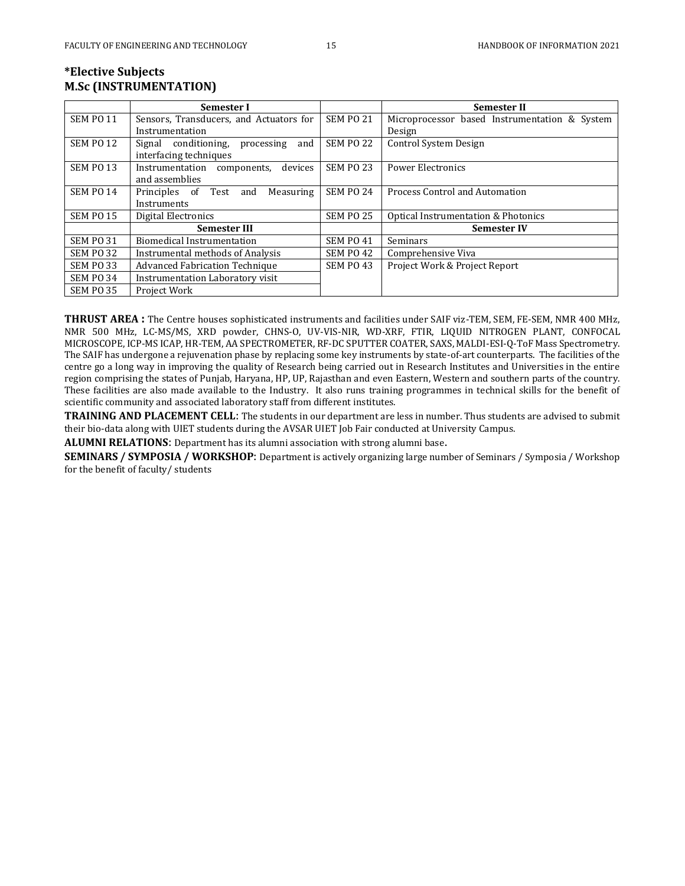## *Elective Subjects
## M.Sc (INSTRUMENTATION)

| | Semester I | | Semester II |
|---|---|---|---|
| SEM PO 11 | Sensors, Transducers, and Actuators for Instrumentation | SEM PO 21 | Microprocessor based Instrumentation & System Design |
| SEM PO 12 | Signal conditioning, processing and interfacing techniques | SEM PO 22 | Control System Design |
| SEM PO 13 | Instrumentation components, devices and assemblies | SEM PO 23 | Power Electronics |
| SEM PO 14 | Principles of Test and Measuring Instruments | SEM PO 24 | Process Control and Automation |
| SEM PO 15 | Digital Electronics | SEM PO 25 | Optical Instrumentation & Photonics |
| | **Semester III** | | **Semester IV** |
| SEM PO 31 | Biomedical Instrumentation | SEM PO 41 | Seminars |
| SEM PO 32 | Instrumental methods of Analysis | SEM PO 42 | Comprehensive Viva |
| SEM PO 33 | Advanced Fabrication Technique | SEM PO 43 | Project Work & Project Report |
| SEM PO 34 | Instrumentation Laboratory visit | | |
| SEM PO 35 | Project Work | | |

**THRUST AREA :** The Centre houses sophisticated instruments and facilities under SAIF viz-TEM, SEM, FE-SEM, NMR 400 MHz, NMR 500 MHz, LC-MS/MS, XRD powder, CHNS-O, UV-VIS-NIR, WD-XRF, FTIR, LIQUID NITROGEN PLANT, CONFOCAL MICROSCOPE, ICP-MS ICAP, HR-TEM, AA SPECTROMETER, RF-DC SPUTTER COATER, SAXS, MALDI-ESI-Q-ToF Mass Spectrometry. The SAIF has undergone a rejuvenation phase by replacing some key instruments by state-of-art counterparts. The facilities of the centre go a long way in improving the quality of Research being carried out in Research Institutes and Universities in the entire region comprising the states of Punjab, Haryana, HP, UP, Rajasthan and even Eastern, Western and southern parts of the country. These facilities are also made available to the Industry. It also runs training programmes in technical skills for the benefit of scientific community and associated laboratory staff from different institutes.

**TRAINING AND PLACEMENT CELL**: The students in our department are less in number. Thus students are advised to submit their bio-data along with UIET students during the AVSAR UIET Job Fair conducted at University Campus.

**ALUMNI RELATIONS**: Department has its alumni association with strong alumni base.

**SEMINARS / SYMPOSIA / WORKSHOP**: Department is actively organizing large number of Seminars / Symposia / Workshop for the benefit of faculty/ students